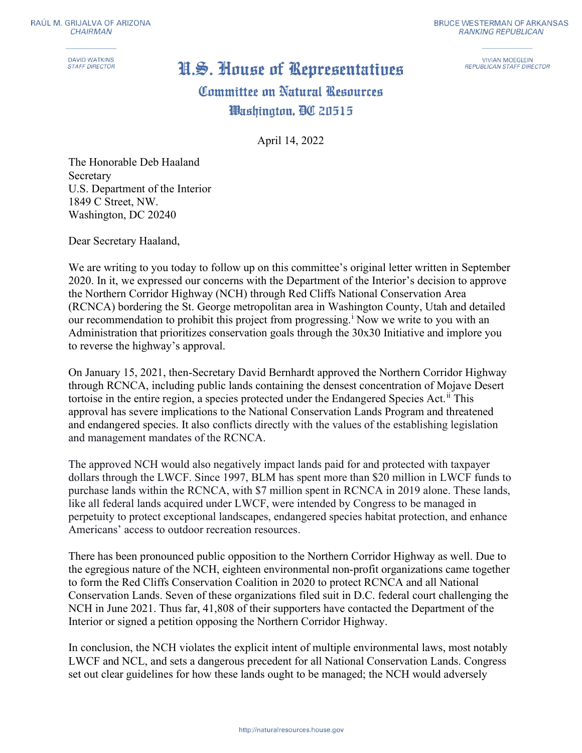RAÚL M. GRIJALVA OF ARIZONA
*CHAIRMAN*

DAVID WATKINS
*STAFF DIRECTOR*

BRUCE WESTERMAN OF ARKANSAS
*RANKING REPUBLICAN*

VIVIAN MOEGLEIN
*REPUBLICAN STAFF DIRECTOR*

# U.S. House of Representatives
## Committee on Natural Resources
### Washington, DC 20515

April 14, 2022

The Honorable Deb Haaland
Secretary
U.S. Department of the Interior
1849 C Street, NW.
Washington, DC 20240

Dear Secretary Haaland,

We are writing to you today to follow up on this committee's original letter written in September 2020. In it, we expressed our concerns with the Department of the Interior's decision to approve the Northern Corridor Highway (NCH) through Red Cliffs National Conservation Area (RCNCA) bordering the St. George metropolitan area in Washington County, Utah and detailed our recommendation to prohibit this project from progressing.[i] Now we write to you with an Administration that prioritizes conservation goals through the 30x30 Initiative and implore you to reverse the highway's approval.

On January 15, 2021, then-Secretary David Bernhardt approved the Northern Corridor Highway through RCNCA, including public lands containing the densest concentration of Mojave Desert tortoise in the entire region, a species protected under the Endangered Species Act.[ii] This approval has severe implications to the National Conservation Lands Program and threatened and endangered species. It also conflicts directly with the values of the establishing legislation and management mandates of the RCNCA.

The approved NCH would also negatively impact lands paid for and protected with taxpayer dollars through the LWCF. Since 1997, BLM has spent more than $20 million in LWCF funds to purchase lands within the RCNCA, with $7 million spent in RCNCA in 2019 alone. These lands, like all federal lands acquired under LWCF, were intended by Congress to be managed in perpetuity to protect exceptional landscapes, endangered species habitat protection, and enhance Americans' access to outdoor recreation resources.

There has been pronounced public opposition to the Northern Corridor Highway as well. Due to the egregious nature of the NCH, eighteen environmental non-profit organizations came together to form the Red Cliffs Conservation Coalition in 2020 to protect RCNCA and all National Conservation Lands. Seven of these organizations filed suit in D.C. federal court challenging the NCH in June 2021. Thus far, 41,808 of their supporters have contacted the Department of the Interior or signed a petition opposing the Northern Corridor Highway.

In conclusion, the NCH violates the explicit intent of multiple environmental laws, most notably LWCF and NCL, and sets a dangerous precedent for all National Conservation Lands. Congress set out clear guidelines for how these lands ought to be managed; the NCH would adversely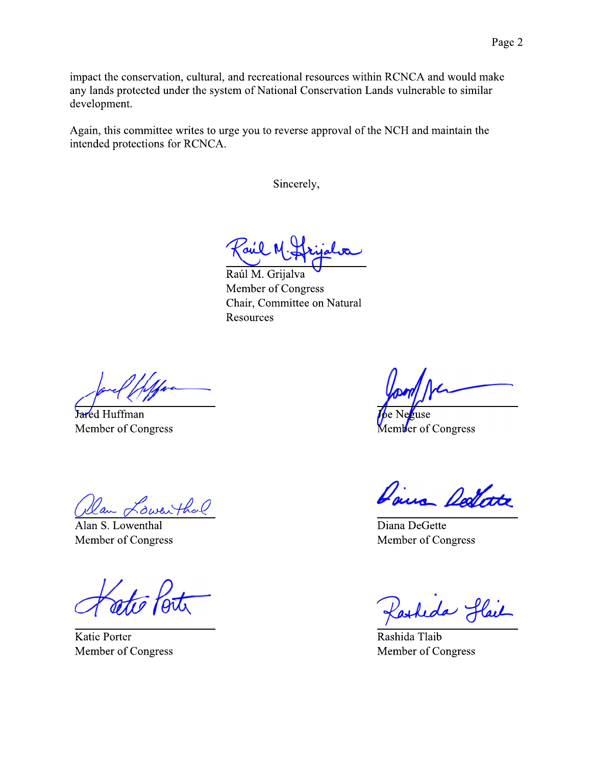impact the conservation, cultural, and recreational resources within RCNCA and would make any lands protected under the system of National Conservation Lands vulnerable to similar development.

Again, this committee writes to urge you to reverse approval of the NCH and maintain the intended protections for RCNCA.

Sincerely,

Raúl M. Grijalva
Member of Congress
Chair, Committee on Natural Resources

Jared Huffman
Member of Congress

Joe Neguse
Member of Congress

Alan S. Lowenthal
Member of Congress

Diana DeGette
Member of Congress

Katie Porter
Member of Congress

Rashida Tlaib
Member of Congress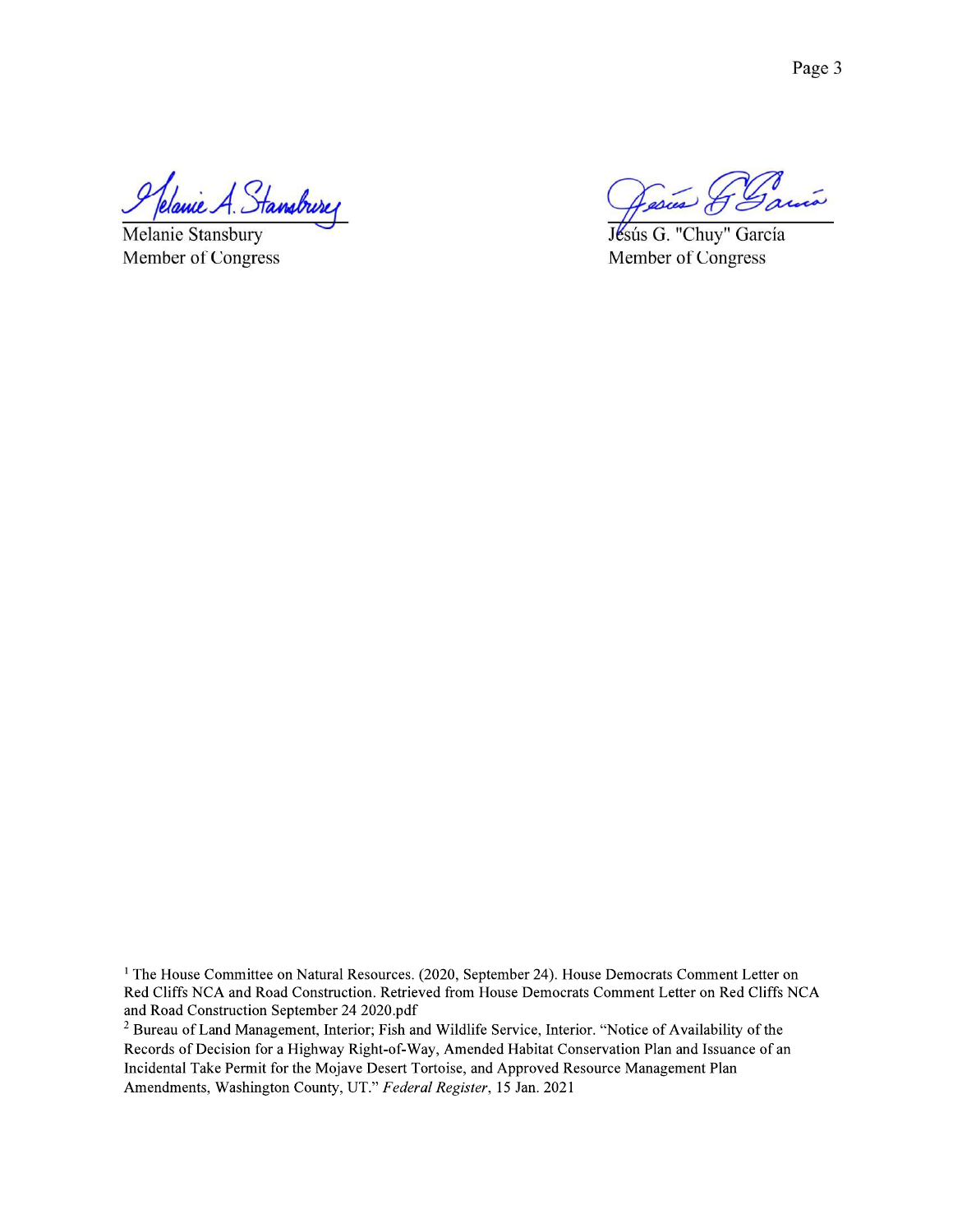Melanie Stansbury
Member of Congress

Jesús G. "Chuy" García
Member of Congress

[1] The House Committee on Natural Resources. (2020, September 24). House Democrats Comment Letter on Red Cliffs NCA and Road Construction. Retrieved from House Democrats Comment Letter on Red Cliffs NCA and Road Construction September 24 2020.pdf

[2] Bureau of Land Management, Interior; Fish and Wildlife Service, Interior. "Notice of Availability of the Records of Decision for a Highway Right-of-Way, Amended Habitat Conservation Plan and Issuance of an Incidental Take Permit for the Mojave Desert Tortoise, and Approved Resource Management Plan Amendments, Washington County, UT." *Federal Register*, 15 Jan. 2021